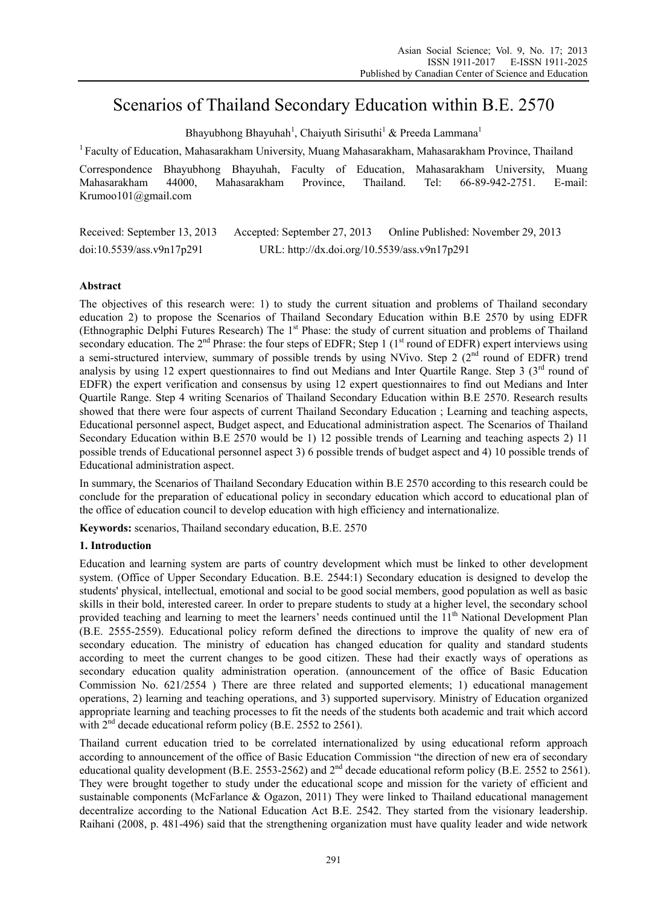# Scenarios of Thailand Secondary Education within B.E. 2570

Bhayubhong Bhayuhah[1], Chaiyuth Sirisuthi[1] & Preeda Lammana[1]

[1] Faculty of Education, Mahasarakham University, Muang Mahasarakham, Mahasarakham Province, Thailand

Correspondence Bhayubhong Bhayuhah, Faculty of Education, Mahasarakham University, Muang Mahasarakham 44000, Mahasarakham Province, Thailand. Tel: 66-89-942-2751. E-mail: Krumoo101@gmail.com

Received: September 13, 2013 Accepted: September 27, 2013 Online Published: November 29, 2013

doi:10.5539/ass.v9n17p291 URL: http://dx.doi.org/10.5539/ass.v9n17p291

## Abstract

The objectives of this research were: 1) to study the current situation and problems of Thailand secondary education 2) to propose the Scenarios of Thailand Secondary Education within B.E 2570 by using EDFR (Ethnographic Delphi Futures Research) The 1st Phase: the study of current situation and problems of Thailand secondary education. The 2nd Phrase: the four steps of EDFR; Step 1 (1st round of EDFR) expert interviews using a semi-structured interview, summary of possible trends by using NVivo. Step 2 (2nd round of EDFR) trend analysis by using 12 expert questionnaires to find out Medians and Inter Quartile Range. Step 3 (3rd round of EDFR) the expert verification and consensus by using 12 expert questionnaires to find out Medians and Inter Quartile Range. Step 4 writing Scenarios of Thailand Secondary Education within B.E 2570. Research results showed that there were four aspects of current Thailand Secondary Education ; Learning and teaching aspects, Educational personnel aspect, Budget aspect, and Educational administration aspect. The Scenarios of Thailand Secondary Education within B.E 2570 would be 1) 12 possible trends of Learning and teaching aspects 2) 11 possible trends of Educational personnel aspect 3) 6 possible trends of budget aspect and 4) 10 possible trends of Educational administration aspect.

In summary, the Scenarios of Thailand Secondary Education within B.E 2570 according to this research could be conclude for the preparation of educational policy in secondary education which accord to educational plan of the office of education council to develop education with high efficiency and internationalize.

**Keywords:** scenarios, Thailand secondary education, B.E. 2570

## 1. Introduction

Education and learning system are parts of country development which must be linked to other development system. (Office of Upper Secondary Education. B.E. 2544:1) Secondary education is designed to develop the students' physical, intellectual, emotional and social to be good social members, good population as well as basic skills in their bold, interested career. In order to prepare students to study at a higher level, the secondary school provided teaching and learning to meet the learners' needs continued until the 11th National Development Plan (B.E. 2555-2559). Educational policy reform defined the directions to improve the quality of new era of secondary education. The ministry of education has changed education for quality and standard students according to meet the current changes to be good citizen. These had their exactly ways of operations as secondary education quality administration operation. (announcement of the office of Basic Education Commission No. 621/2554 ) There are three related and supported elements; 1) educational management operations, 2) learning and teaching operations, and 3) supported supervisory. Ministry of Education organized appropriate learning and teaching processes to fit the needs of the students both academic and trait which accord with 2nd decade educational reform policy (B.E. 2552 to 2561).

Thailand current education tried to be correlated internationalized by using educational reform approach according to announcement of the office of Basic Education Commission "the direction of new era of secondary educational quality development (B.E. 2553-2562) and 2nd decade educational reform policy (B.E. 2552 to 2561). They were brought together to study under the educational scope and mission for the variety of efficient and sustainable components (McFarlance & Ogazon, 2011) They were linked to Thailand educational management decentralize according to the National Education Act B.E. 2542. They started from the visionary leadership. Raihani (2008, p. 481-496) said that the strengthening organization must have quality leader and wide network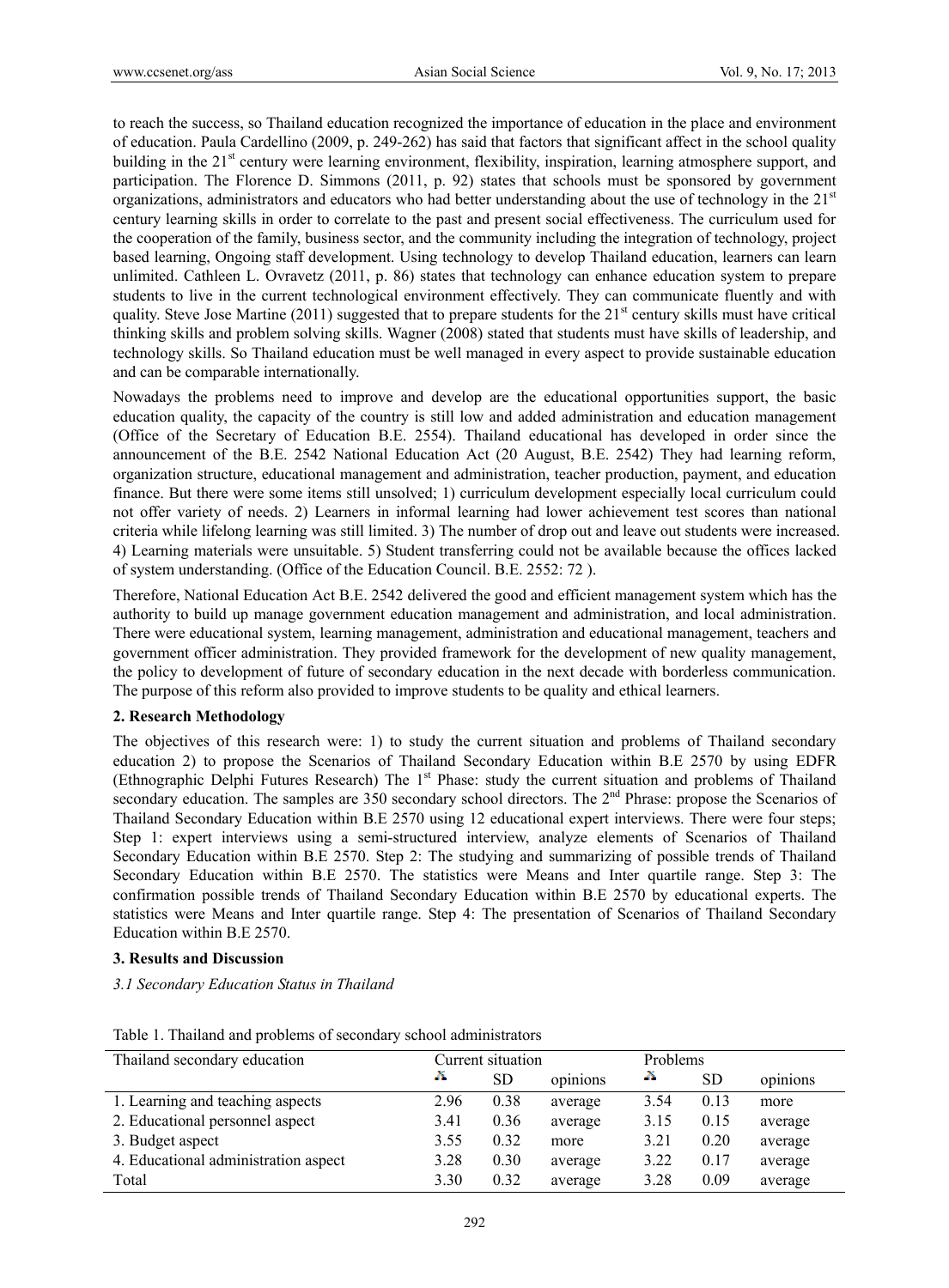to reach the success, so Thailand education recognized the importance of education in the place and environment of education. Paula Cardellino (2009, p. 249-262) has said that factors that significant affect in the school quality building in the 21st century were learning environment, flexibility, inspiration, learning atmosphere support, and participation. The Florence D. Simmons (2011, p. 92) states that schools must be sponsored by government organizations, administrators and educators who had better understanding about the use of technology in the 21st century learning skills in order to correlate to the past and present social effectiveness. The curriculum used for the cooperation of the family, business sector, and the community including the integration of technology, project based learning, Ongoing staff development. Using technology to develop Thailand education, learners can learn unlimited. Cathleen L. Ovravetz (2011, p. 86) states that technology can enhance education system to prepare students to live in the current technological environment effectively. They can communicate fluently and with quality. Steve Jose Martine (2011) suggested that to prepare students for the 21st century skills must have critical thinking skills and problem solving skills. Wagner (2008) stated that students must have skills of leadership, and technology skills. So Thailand education must be well managed in every aspect to provide sustainable education and can be comparable internationally.

Nowadays the problems need to improve and develop are the educational opportunities support, the basic education quality, the capacity of the country is still low and added administration and education management (Office of the Secretary of Education B.E. 2554). Thailand educational has developed in order since the announcement of the B.E. 2542 National Education Act (20 August, B.E. 2542) They had learning reform, organization structure, educational management and administration, teacher production, payment, and education finance. But there were some items still unsolved; 1) curriculum development especially local curriculum could not offer variety of needs. 2) Learners in informal learning had lower achievement test scores than national criteria while lifelong learning was still limited. 3) The number of drop out and leave out students were increased. 4) Learning materials were unsuitable. 5) Student transferring could not be available because the offices lacked of system understanding. (Office of the Education Council. B.E. 2552: 72 ).

Therefore, National Education Act B.E. 2542 delivered the good and efficient management system which has the authority to build up manage government education management and administration, and local administration. There were educational system, learning management, administration and educational management, teachers and government officer administration. They provided framework for the development of new quality management, the policy to development of future of secondary education in the next decade with borderless communication. The purpose of this reform also provided to improve students to be quality and ethical learners.

## 2. Research Methodology

The objectives of this research were: 1) to study the current situation and problems of Thailand secondary education 2) to propose the Scenarios of Thailand Secondary Education within B.E 2570 by using EDFR (Ethnographic Delphi Futures Research) The 1st Phase: study the current situation and problems of Thailand secondary education. The samples are 350 secondary school directors. The 2nd Phrase: propose the Scenarios of Thailand Secondary Education within B.E 2570 using 12 educational expert interviews. There were four steps; Step 1: expert interviews using a semi-structured interview, analyze elements of Scenarios of Thailand Secondary Education within B.E 2570. Step 2: The studying and summarizing of possible trends of Thailand Secondary Education within B.E 2570. The statistics were Means and Inter quartile range. Step 3: The confirmation possible trends of Thailand Secondary Education within B.E 2570 by educational experts. The statistics were Means and Inter quartile range. Step 4: The presentation of Scenarios of Thailand Secondary Education within B.E 2570.

## 3. Results and Discussion

### *3.1 Secondary Education Status in Thailand*

Table 1. Thailand and problems of secondary school administrators

| Thailand secondary education | Current situation | | | Problems | | |
|---|---|---|---|---|---|---|
| | $\bar{X}$ | SD | opinions | $\bar{X}$ | SD | opinions |
| 1. Learning and teaching aspects | 2.96 | 0.38 | average | 3.54 | 0.13 | more |
| 2. Educational personnel aspect | 3.41 | 0.36 | average | 3.15 | 0.15 | average |
| 3. Budget aspect | 3.55 | 0.32 | more | 3.21 | 0.20 | average |
| 4. Educational administration aspect | 3.28 | 0.30 | average | 3.22 | 0.17 | average |
| Total | 3.30 | 0.32 | average | 3.28 | 0.09 | average |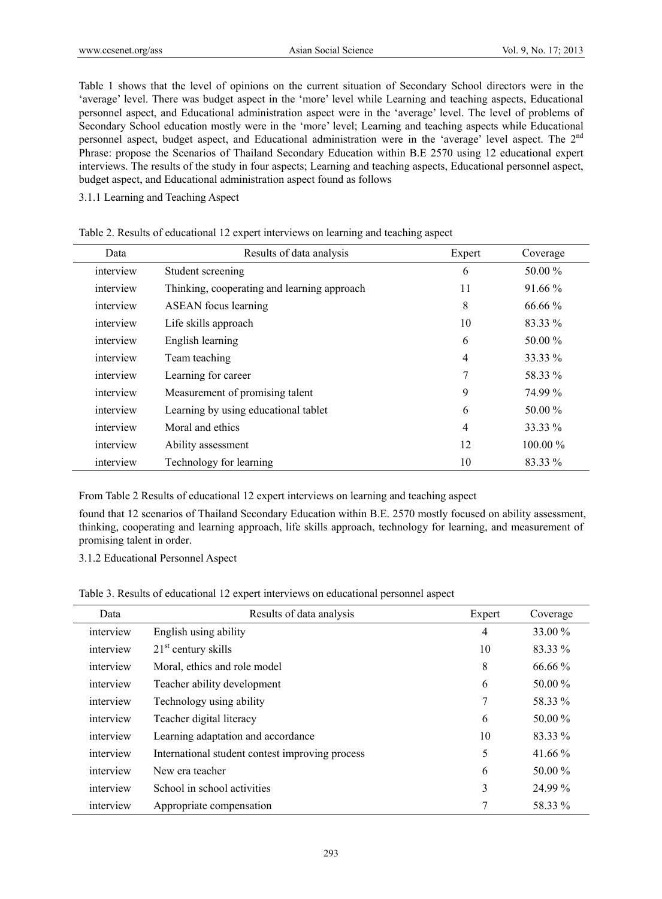Table 1 shows that the level of opinions on the current situation of Secondary School directors were in the 'average' level. There was budget aspect in the 'more' level while Learning and teaching aspects, Educational personnel aspect, and Educational administration aspect were in the 'average' level. The level of problems of Secondary School education mostly were in the 'more' level; Learning and teaching aspects while Educational personnel aspect, budget aspect, and Educational administration were in the 'average' level aspect. The 2nd Phrase: propose the Scenarios of Thailand Secondary Education within B.E 2570 using 12 educational expert interviews. The results of the study in four aspects; Learning and teaching aspects, Educational personnel aspect, budget aspect, and Educational administration aspect found as follows

3.1.1 Learning and Teaching Aspect

Table 2. Results of educational 12 expert interviews on learning and teaching aspect

| Data | Results of data analysis | Expert | Coverage |
|---|---|---|---|
| interview | Student screening | 6 | 50.00 % |
| interview | Thinking, cooperating and learning approach | 11 | 91.66 % |
| interview | ASEAN focus learning | 8 | 66.66 % |
| interview | Life skills approach | 10 | 83.33 % |
| interview | English learning | 6 | 50.00 % |
| interview | Team teaching | 4 | 33.33 % |
| interview | Learning for career | 7 | 58.33 % |
| interview | Measurement of promising talent | 9 | 74.99 % |
| interview | Learning by using educational tablet | 6 | 50.00 % |
| interview | Moral and ethics | 4 | 33.33 % |
| interview | Ability assessment | 12 | 100.00 % |
| interview | Technology for learning | 10 | 83.33 % |

From Table 2 Results of educational 12 expert interviews on learning and teaching aspect

found that 12 scenarios of Thailand Secondary Education within B.E. 2570 mostly focused on ability assessment, thinking, cooperating and learning approach, life skills approach, technology for learning, and measurement of promising talent in order.

3.1.2 Educational Personnel Aspect

Table 3. Results of educational 12 expert interviews on educational personnel aspect

| Data | Results of data analysis | Expert | Coverage |
|---|---|---|---|
| interview | English using ability | 4 | 33.00 % |
| interview | 21st century skills | 10 | 83.33 % |
| interview | Moral, ethics and role model | 8 | 66.66 % |
| interview | Teacher ability development | 6 | 50.00 % |
| interview | Technology using ability | 7 | 58.33 % |
| interview | Teacher digital literacy | 6 | 50.00 % |
| interview | Learning adaptation and accordance | 10 | 83.33 % |
| interview | International student contest improving process | 5 | 41.66 % |
| interview | New era teacher | 6 | 50.00 % |
| interview | School in school activities | 3 | 24.99 % |
| interview | Appropriate compensation | 7 | 58.33 % |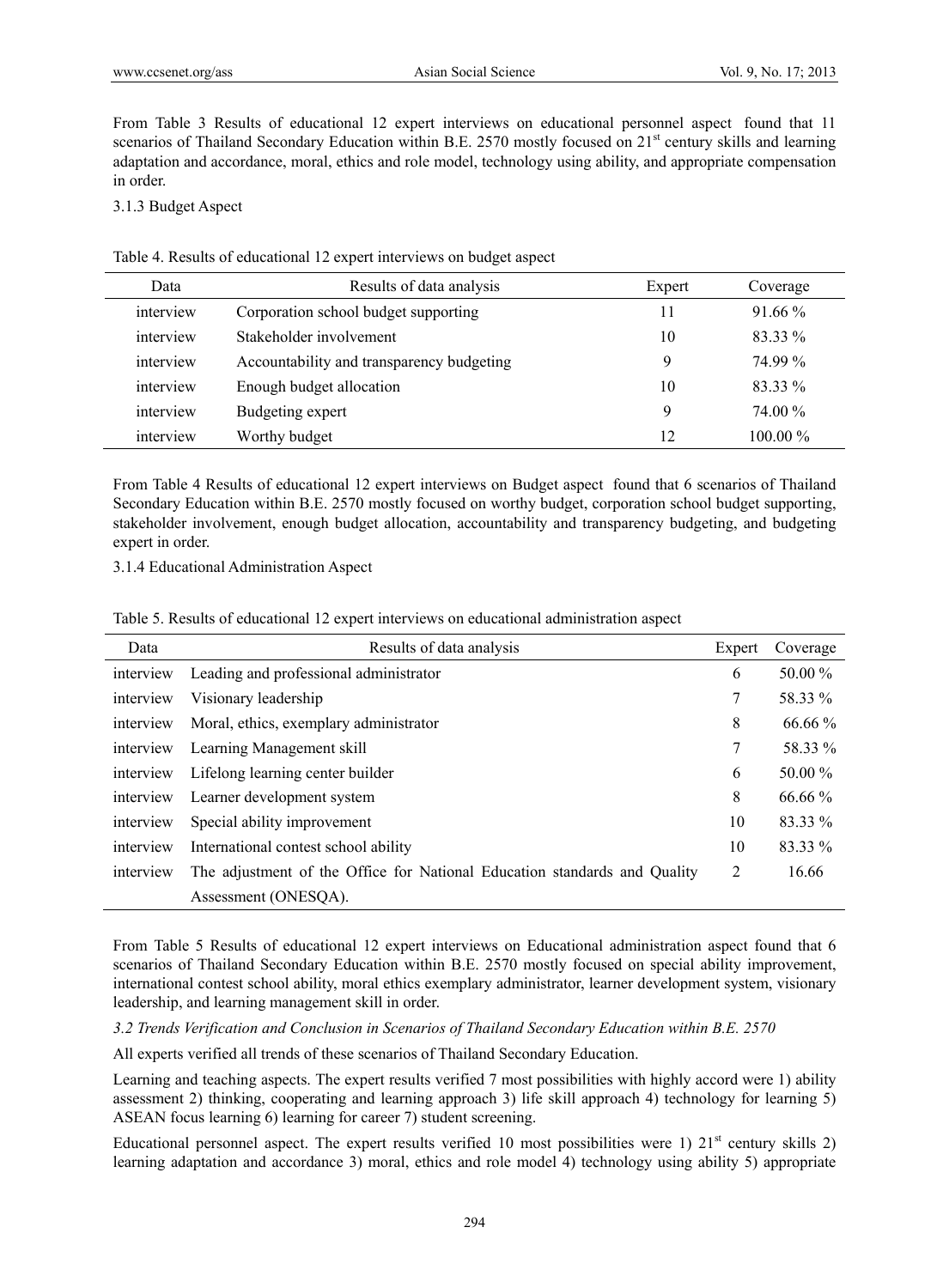From Table 3 Results of educational 12 expert interviews on educational personnel aspect found that 11 scenarios of Thailand Secondary Education within B.E. 2570 mostly focused on $21^{st}$ century skills and learning adaptation and accordance, moral, ethics and role model, technology using ability, and appropriate compensation in order.

3.1.3 Budget Aspect

Table 4. Results of educational 12 expert interviews on budget aspect

| Data | Results of data analysis | Expert | Coverage |
|---|---|---|---|
| interview | Corporation school budget supporting | 11 | 91.66 % |
| interview | Stakeholder involvement | 10 | 83.33 % |
| interview | Accountability and transparency budgeting | 9 | 74.99 % |
| interview | Enough budget allocation | 10 | 83.33 % |
| interview | Budgeting expert | 9 | 74.00 % |
| interview | Worthy budget | 12 | 100.00 % |

From Table 4 Results of educational 12 expert interviews on Budget aspect found that 6 scenarios of Thailand Secondary Education within B.E. 2570 mostly focused on worthy budget, corporation school budget supporting, stakeholder involvement, enough budget allocation, accountability and transparency budgeting, and budgeting expert in order.

3.1.4 Educational Administration Aspect

Table 5. Results of educational 12 expert interviews on educational administration aspect

| Data | Results of data analysis | Expert | Coverage |
|---|---|---|---|
| interview | Leading and professional administrator | 6 | 50.00 % |
| interview | Visionary leadership | 7 | 58.33 % |
| interview | Moral, ethics, exemplary administrator | 8 | 66.66 % |
| interview | Learning Management skill | 7 | 58.33 % |
| interview | Lifelong learning center builder | 6 | 50.00 % |
| interview | Learner development system | 8 | 66.66 % |
| interview | Special ability improvement | 10 | 83.33 % |
| interview | International contest school ability | 10 | 83.33 % |
| interview | The adjustment of the Office for National Education standards and Quality Assessment (ONESQA). | 2 | 16.66 |

From Table 5 Results of educational 12 expert interviews on Educational administration aspect found that 6 scenarios of Thailand Secondary Education within B.E. 2570 mostly focused on special ability improvement, international contest school ability, moral ethics exemplary administrator, learner development system, visionary leadership, and learning management skill in order.

*3.2 Trends Verification and Conclusion in Scenarios of Thailand Secondary Education within B.E. 2570*

All experts verified all trends of these scenarios of Thailand Secondary Education.

Learning and teaching aspects. The expert results verified 7 most possibilities with highly accord were 1) ability assessment 2) thinking, cooperating and learning approach 3) life skill approach 4) technology for learning 5) ASEAN focus learning 6) learning for career 7) student screening.

Educational personnel aspect. The expert results verified 10 most possibilities were 1) $21^{st}$ century skills 2) learning adaptation and accordance 3) moral, ethics and role model 4) technology using ability 5) appropriate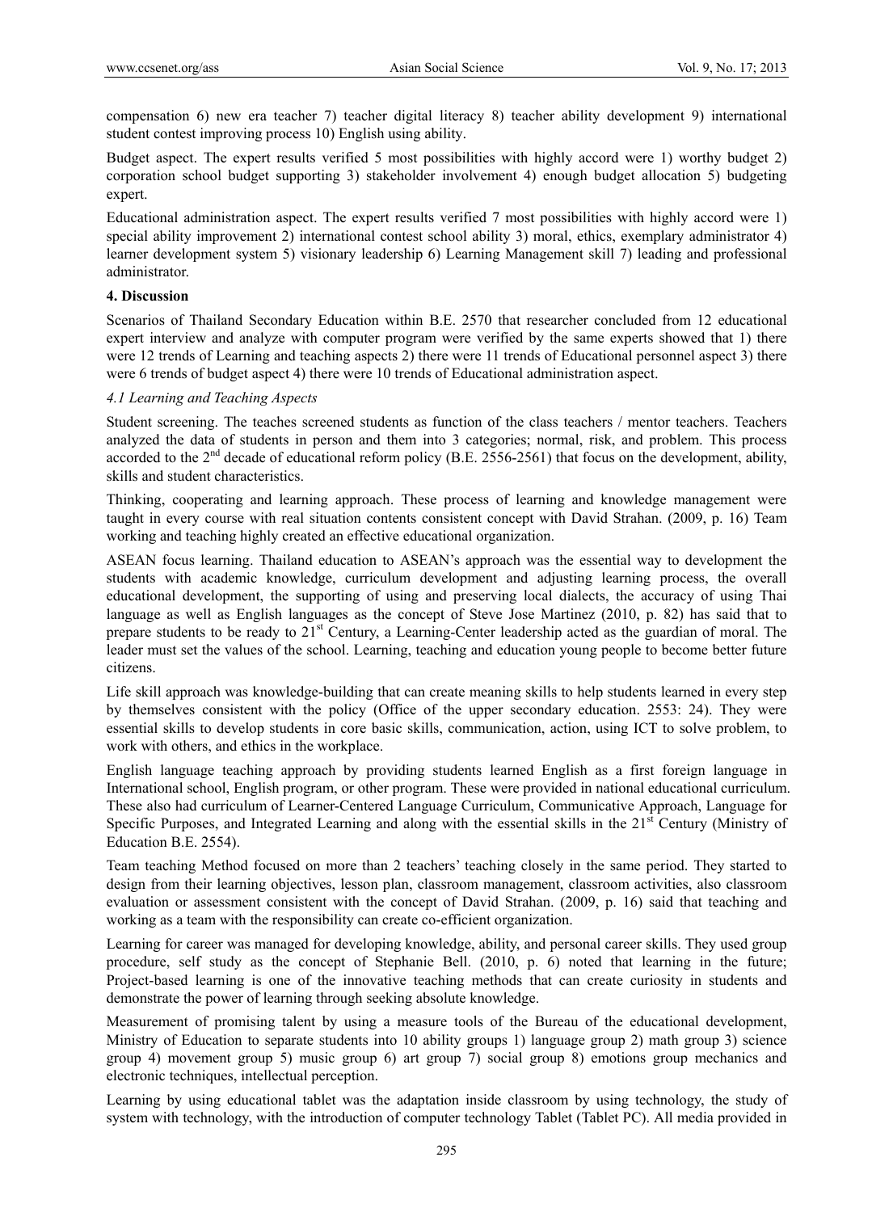compensation 6) new era teacher 7) teacher digital literacy 8) teacher ability development 9) international student contest improving process 10) English using ability.

Budget aspect. The expert results verified 5 most possibilities with highly accord were 1) worthy budget 2) corporation school budget supporting 3) stakeholder involvement 4) enough budget allocation 5) budgeting expert.

Educational administration aspect. The expert results verified 7 most possibilities with highly accord were 1) special ability improvement 2) international contest school ability 3) moral, ethics, exemplary administrator 4) learner development system 5) visionary leadership 6) Learning Management skill 7) leading and professional administrator.

## 4. Discussion

Scenarios of Thailand Secondary Education within B.E. 2570 that researcher concluded from 12 educational expert interview and analyze with computer program were verified by the same experts showed that 1) there were 12 trends of Learning and teaching aspects 2) there were 11 trends of Educational personnel aspect 3) there were 6 trends of budget aspect 4) there were 10 trends of Educational administration aspect.

### *4.1 Learning and Teaching Aspects*

Student screening. The teaches screened students as function of the class teachers / mentor teachers. Teachers analyzed the data of students in person and them into 3 categories; normal, risk, and problem. This process accorded to the 2nd decade of educational reform policy (B.E. 2556-2561) that focus on the development, ability, skills and student characteristics.

Thinking, cooperating and learning approach. These process of learning and knowledge management were taught in every course with real situation contents consistent concept with David Strahan. (2009, p. 16) Team working and teaching highly created an effective educational organization.

ASEAN focus learning. Thailand education to ASEAN's approach was the essential way to development the students with academic knowledge, curriculum development and adjusting learning process, the overall educational development, the supporting of using and preserving local dialects, the accuracy of using Thai language as well as English languages as the concept of Steve Jose Martinez (2010, p. 82) has said that to prepare students to be ready to 21st Century, a Learning-Center leadership acted as the guardian of moral. The leader must set the values of the school. Learning, teaching and education young people to become better future citizens.

Life skill approach was knowledge-building that can create meaning skills to help students learned in every step by themselves consistent with the policy (Office of the upper secondary education. 2553: 24). They were essential skills to develop students in core basic skills, communication, action, using ICT to solve problem, to work with others, and ethics in the workplace.

English language teaching approach by providing students learned English as a first foreign language in International school, English program, or other program. These were provided in national educational curriculum. These also had curriculum of Learner-Centered Language Curriculum, Communicative Approach, Language for Specific Purposes, and Integrated Learning and along with the essential skills in the 21st Century (Ministry of Education B.E. 2554).

Team teaching Method focused on more than 2 teachers' teaching closely in the same period. They started to design from their learning objectives, lesson plan, classroom management, classroom activities, also classroom evaluation or assessment consistent with the concept of David Strahan. (2009, p. 16) said that teaching and working as a team with the responsibility can create co-efficient organization.

Learning for career was managed for developing knowledge, ability, and personal career skills. They used group procedure, self study as the concept of Stephanie Bell. (2010, p. 6) noted that learning in the future; Project-based learning is one of the innovative teaching methods that can create curiosity in students and demonstrate the power of learning through seeking absolute knowledge.

Measurement of promising talent by using a measure tools of the Bureau of the educational development, Ministry of Education to separate students into 10 ability groups 1) language group 2) math group 3) science group 4) movement group 5) music group 6) art group 7) social group 8) emotions group mechanics and electronic techniques, intellectual perception.

Learning by using educational tablet was the adaptation inside classroom by using technology, the study of system with technology, with the introduction of computer technology Tablet (Tablet PC). All media provided in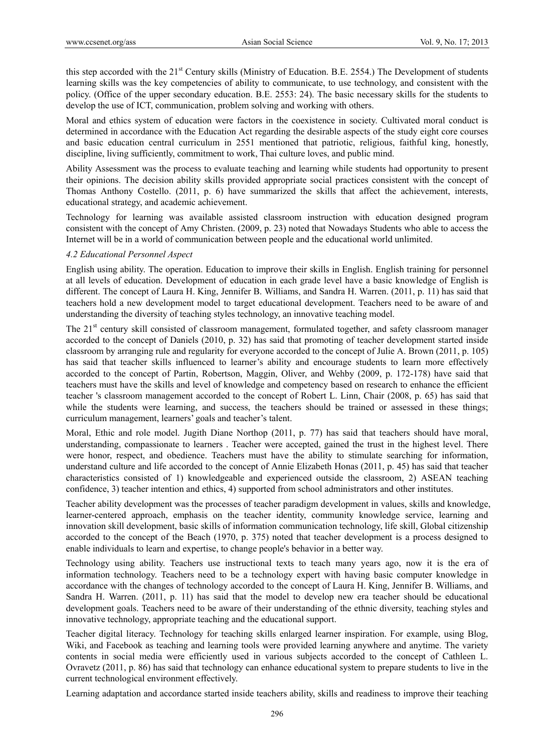this step accorded with the 21st Century skills (Ministry of Education. B.E. 2554.) The Development of students learning skills was the key competencies of ability to communicate, to use technology, and consistent with the policy. (Office of the upper secondary education. B.E. 2553: 24). The basic necessary skills for the students to develop the use of ICT, communication, problem solving and working with others.

Moral and ethics system of education were factors in the coexistence in society. Cultivated moral conduct is determined in accordance with the Education Act regarding the desirable aspects of the study eight core courses and basic education central curriculum in 2551 mentioned that patriotic, religious, faithful king, honestly, discipline, living sufficiently, commitment to work, Thai culture loves, and public mind.

Ability Assessment was the process to evaluate teaching and learning while students had opportunity to present their opinions. The decision ability skills provided appropriate social practices consistent with the concept of Thomas Anthony Costello. (2011, p. 6) have summarized the skills that affect the achievement, interests, educational strategy, and academic achievement.

Technology for learning was available assisted classroom instruction with education designed program consistent with the concept of Amy Christen. (2009, p. 23) noted that Nowadays Students who able to access the Internet will be in a world of communication between people and the educational world unlimited.

*4.2 Educational Personnel Aspect*

English using ability. The operation. Education to improve their skills in English. English training for personnel at all levels of education. Development of education in each grade level have a basic knowledge of English is different. The concept of Laura H. King, Jennifer B. Williams, and Sandra H. Warren. (2011, p. 11) has said that teachers hold a new development model to target educational development. Teachers need to be aware of and understanding the diversity of teaching styles technology, an innovative teaching model.

The 21st century skill consisted of classroom management, formulated together, and safety classroom manager accorded to the concept of Daniels (2010, p. 32) has said that promoting of teacher development started inside classroom by arranging rule and regularity for everyone accorded to the concept of Julie A. Brown (2011, p. 105) has said that teacher skills influenced to learner's ability and encourage students to learn more effectively accorded to the concept of Partin, Robertson, Maggin, Oliver, and Wehby (2009, p. 172-178) have said that teachers must have the skills and level of knowledge and competency based on research to enhance the efficient teacher 's classroom management accorded to the concept of Robert L. Linn, Chair (2008, p. 65) has said that while the students were learning, and success, the teachers should be trained or assessed in these things; curriculum management, learners' goals and teacher's talent.

Moral, Ethic and role model. Jugith Diane Northop (2011, p. 77) has said that teachers should have moral, understanding, compassionate to learners . Teacher were accepted, gained the trust in the highest level. There were honor, respect, and obedience. Teachers must have the ability to stimulate searching for information, understand culture and life accorded to the concept of Annie Elizabeth Honas (2011, p. 45) has said that teacher characteristics consisted of 1) knowledgeable and experienced outside the classroom, 2) ASEAN teaching confidence, 3) teacher intention and ethics, 4) supported from school administrators and other institutes.

Teacher ability development was the processes of teacher paradigm development in values, skills and knowledge, learner-centered approach, emphasis on the teacher identity, community knowledge service, learning and innovation skill development, basic skills of information communication technology, life skill, Global citizenship accorded to the concept of the Beach (1970, p. 375) noted that teacher development is a process designed to enable individuals to learn and expertise, to change people's behavior in a better way.

Technology using ability. Teachers use instructional texts to teach many years ago, now it is the era of information technology. Teachers need to be a technology expert with having basic computer knowledge in accordance with the changes of technology accorded to the concept of Laura H. King, Jennifer B. Williams, and Sandra H. Warren. (2011, p. 11) has said that the model to develop new era teacher should be educational development goals. Teachers need to be aware of their understanding of the ethnic diversity, teaching styles and innovative technology, appropriate teaching and the educational support.

Teacher digital literacy. Technology for teaching skills enlarged learner inspiration. For example, using Blog, Wiki, and Facebook as teaching and learning tools were provided learning anywhere and anytime. The variety contents in social media were efficiently used in various subjects accorded to the concept of Cathleen L. Ovravetz (2011, p. 86) has said that technology can enhance educational system to prepare students to live in the current technological environment effectively.

Learning adaptation and accordance started inside teachers ability, skills and readiness to improve their teaching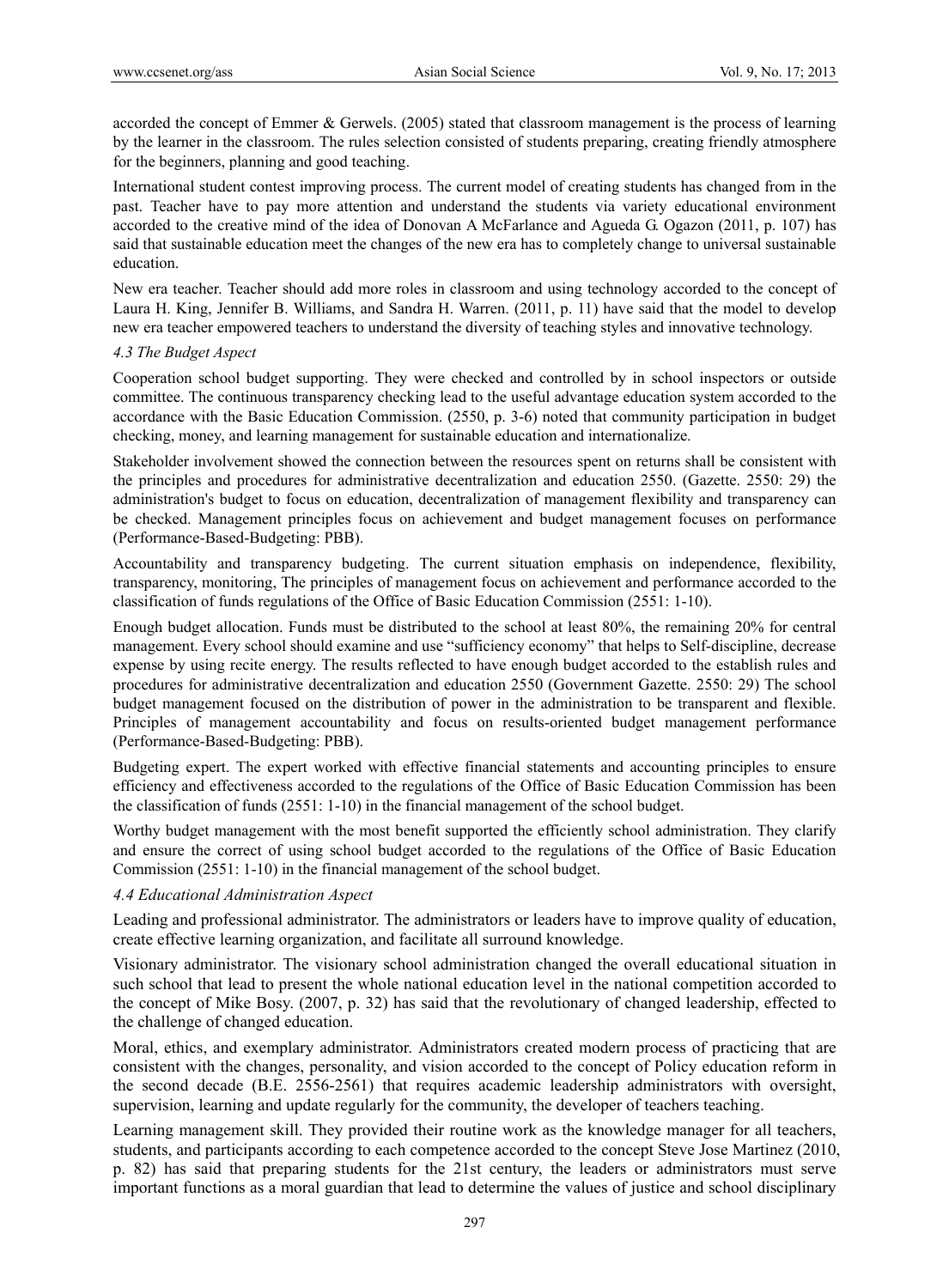accorded the concept of Emmer & Gerwels. (2005) stated that classroom management is the process of learning by the learner in the classroom. The rules selection consisted of students preparing, creating friendly atmosphere for the beginners, planning and good teaching.

International student contest improving process. The current model of creating students has changed from in the past. Teacher have to pay more attention and understand the students via variety educational environment accorded to the creative mind of the idea of Donovan A McFarlance and Agueda G. Ogazon (2011, p. 107) has said that sustainable education meet the changes of the new era has to completely change to universal sustainable education.

New era teacher. Teacher should add more roles in classroom and using technology accorded to the concept of Laura H. King, Jennifer B. Williams, and Sandra H. Warren. (2011, p. 11) have said that the model to develop new era teacher empowered teachers to understand the diversity of teaching styles and innovative technology.

### *4.3 The Budget Aspect*

Cooperation school budget supporting. They were checked and controlled by in school inspectors or outside committee. The continuous transparency checking lead to the useful advantage education system accorded to the accordance with the Basic Education Commission. (2550, p. 3-6) noted that community participation in budget checking, money, and learning management for sustainable education and internationalize.

Stakeholder involvement showed the connection between the resources spent on returns shall be consistent with the principles and procedures for administrative decentralization and education 2550. (Gazette. 2550: 29) the administration's budget to focus on education, decentralization of management flexibility and transparency can be checked. Management principles focus on achievement and budget management focuses on performance (Performance-Based-Budgeting: PBB).

Accountability and transparency budgeting. The current situation emphasis on independence, flexibility, transparency, monitoring, The principles of management focus on achievement and performance accorded to the classification of funds regulations of the Office of Basic Education Commission (2551: 1-10).

Enough budget allocation. Funds must be distributed to the school at least 80%, the remaining 20% for central management. Every school should examine and use "sufficiency economy" that helps to Self-discipline, decrease expense by using recite energy. The results reflected to have enough budget accorded to the establish rules and procedures for administrative decentralization and education 2550 (Government Gazette. 2550: 29) The school budget management focused on the distribution of power in the administration to be transparent and flexible. Principles of management accountability and focus on results-oriented budget management performance (Performance-Based-Budgeting: PBB).

Budgeting expert. The expert worked with effective financial statements and accounting principles to ensure efficiency and effectiveness accorded to the regulations of the Office of Basic Education Commission has been the classification of funds (2551: 1-10) in the financial management of the school budget.

Worthy budget management with the most benefit supported the efficiently school administration. They clarify and ensure the correct of using school budget accorded to the regulations of the Office of Basic Education Commission (2551: 1-10) in the financial management of the school budget.

### *4.4 Educational Administration Aspect*

Leading and professional administrator. The administrators or leaders have to improve quality of education, create effective learning organization, and facilitate all surround knowledge.

Visionary administrator. The visionary school administration changed the overall educational situation in such school that lead to present the whole national education level in the national competition accorded to the concept of Mike Bosy. (2007, p. 32) has said that the revolutionary of changed leadership, effected to the challenge of changed education.

Moral, ethics, and exemplary administrator. Administrators created modern process of practicing that are consistent with the changes, personality, and vision accorded to the concept of Policy education reform in the second decade (B.E. 2556-2561) that requires academic leadership administrators with oversight, supervision, learning and update regularly for the community, the developer of teachers teaching.

Learning management skill. They provided their routine work as the knowledge manager for all teachers, students, and participants according to each competence accorded to the concept Steve Jose Martinez (2010, p. 82) has said that preparing students for the 21st century, the leaders or administrators must serve important functions as a moral guardian that lead to determine the values of justice and school disciplinary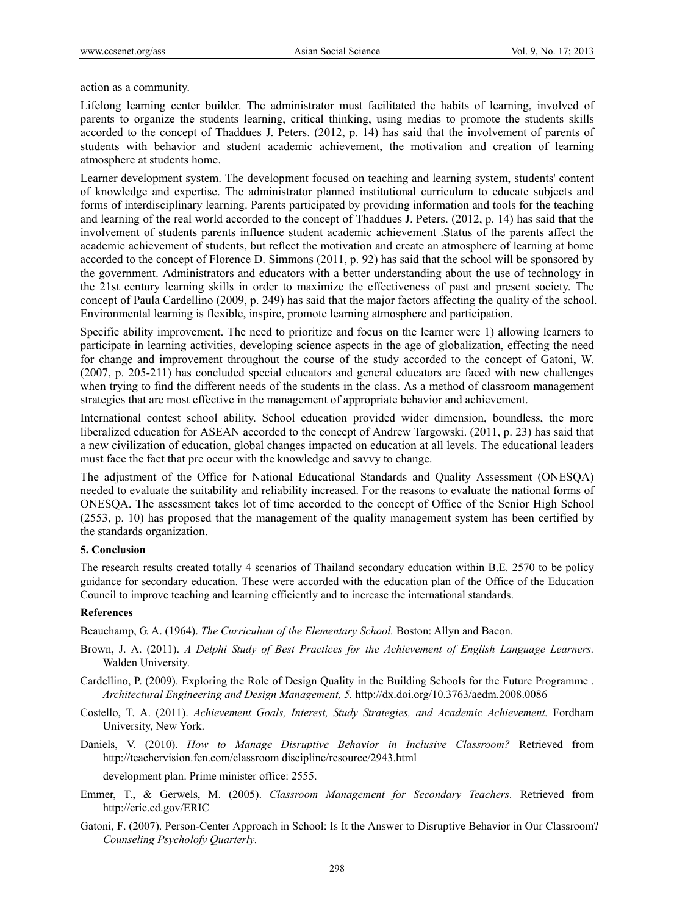action as a community.

Lifelong learning center builder. The administrator must facilitated the habits of learning, involved of parents to organize the students learning, critical thinking, using medias to promote the students skills accorded to the concept of Thaddues J. Peters. (2012, p. 14) has said that the involvement of parents of students with behavior and student academic achievement, the motivation and creation of learning atmosphere at students home.

Learner development system. The development focused on teaching and learning system, students' content of knowledge and expertise. The administrator planned institutional curriculum to educate subjects and forms of interdisciplinary learning. Parents participated by providing information and tools for the teaching and learning of the real world accorded to the concept of Thaddues J. Peters. (2012, p. 14) has said that the involvement of students parents influence student academic achievement .Status of the parents affect the academic achievement of students, but reflect the motivation and create an atmosphere of learning at home accorded to the concept of Florence D. Simmons (2011, p. 92) has said that the school will be sponsored by the government. Administrators and educators with a better understanding about the use of technology in the 21st century learning skills in order to maximize the effectiveness of past and present society. The concept of Paula Cardellino (2009, p. 249) has said that the major factors affecting the quality of the school. Environmental learning is flexible, inspire, promote learning atmosphere and participation.

Specific ability improvement. The need to prioritize and focus on the learner were 1) allowing learners to participate in learning activities, developing science aspects in the age of globalization, effecting the need for change and improvement throughout the course of the study accorded to the concept of Gatoni, W. (2007, p. 205-211) has concluded special educators and general educators are faced with new challenges when trying to find the different needs of the students in the class. As a method of classroom management strategies that are most effective in the management of appropriate behavior and achievement.

International contest school ability. School education provided wider dimension, boundless, the more liberalized education for ASEAN accorded to the concept of Andrew Targowski. (2011, p. 23) has said that a new civilization of education, global changes impacted on education at all levels. The educational leaders must face the fact that pre occur with the knowledge and savvy to change.

The adjustment of the Office for National Educational Standards and Quality Assessment (ONESQA) needed to evaluate the suitability and reliability increased. For the reasons to evaluate the national forms of ONESQA. The assessment takes lot of time accorded to the concept of Office of the Senior High School (2553, p. 10) has proposed that the management of the quality management system has been certified by the standards organization.

## 5. Conclusion

The research results created totally 4 scenarios of Thailand secondary education within B.E. 2570 to be policy guidance for secondary education. These were accorded with the education plan of the Office of the Education Council to improve teaching and learning efficiently and to increase the international standards.

## References

Beauchamp, G. A. (1964). *The Curriculum of the Elementary School.* Boston: Allyn and Bacon.

Brown, J. A. (2011). *A Delphi Study of Best Practices for the Achievement of English Language Learners.* Walden University.

Cardellino, P. (2009). Exploring the Role of Design Quality in the Building Schools for the Future Programme . *Architectural Engineering and Design Management, 5.* http://dx.doi.org/10.3763/aedm.2008.0086

Costello, T. A. (2011). *Achievement Goals, Interest, Study Strategies, and Academic Achievement.* Fordham University, New York.

Daniels, V. (2010). *How to Manage Disruptive Behavior in Inclusive Classroom?* Retrieved from http://teachervision.fen.com/classroom discipline/resource/2943.html

development plan. Prime minister office: 2555.

Emmer, T., & Gerwels, M. (2005). *Classroom Management for Secondary Teachers.* Retrieved from http://eric.ed.gov/ERIC

Gatoni, F. (2007). Person-Center Approach in School: Is It the Answer to Disruptive Behavior in Our Classroom? *Counseling Psycholofy Quarterly.*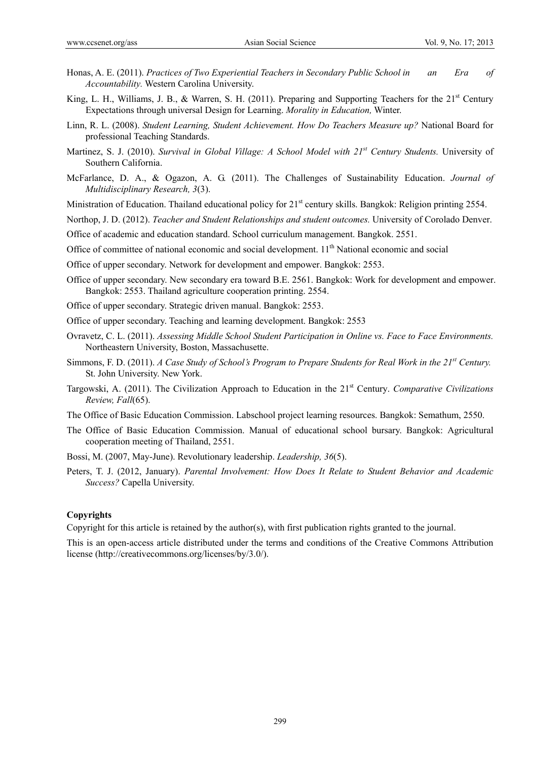Honas, A. E. (2011). *Practices of Two Experiential Teachers in Secondary Public School in an Era of Accountability.* Western Carolina University.

King, L. H., Williams, J. B., & Warren, S. H. (2011). Preparing and Supporting Teachers for the 21st Century Expectations through universal Design for Learning. *Morality in Education,* Winter.

Linn, R. L. (2008). *Student Learning, Student Achievement. How Do Teachers Measure up?* National Board for professional Teaching Standards.

Martinez, S. J. (2010). *Survival in Global Village: A School Model with 21st Century Students.* University of Southern California.

McFarlance, D. A., & Ogazon, A. G. (2011). The Challenges of Sustainability Education. *Journal of Multidisciplinary Research, 3*(3).

Ministration of Education. Thailand educational policy for 21st century skills. Bangkok: Religion printing 2554.

Northop, J. D. (2012). *Teacher and Student Relationships and student outcomes.* University of Corolado Denver.

Office of academic and education standard. School curriculum management. Bangkok. 2551.

Office of committee of national economic and social development. 11th National economic and social

Office of upper secondary. Network for development and empower. Bangkok: 2553.

Office of upper secondary. New secondary era toward B.E. 2561. Bangkok: Work for development and empower. Bangkok: 2553. Thailand agriculture cooperation printing. 2554.

Office of upper secondary. Strategic driven manual. Bangkok: 2553.

Office of upper secondary. Teaching and learning development. Bangkok: 2553

Ovravetz, C. L. (2011). *Assessing Middle School Student Participation in Online vs. Face to Face Environments.* Northeastern University, Boston, Massachusette.

Simmons, F. D. (2011). *A Case Study of School's Program to Prepare Students for Real Work in the 21st Century.* St. John University. New York.

Targowski, A. (2011). The Civilization Approach to Education in the 21st Century. *Comparative Civilizations Review, Fall*(65).

The Office of Basic Education Commission. Labschool project learning resources. Bangkok: Semathum, 2550.

The Office of Basic Education Commission. Manual of educational school bursary. Bangkok: Agricultural cooperation meeting of Thailand, 2551.

Bossi, M. (2007, May-June). Revolutionary leadership. *Leadership, 36*(5).

Peters, T. J. (2012, January). *Parental Involvement: How Does It Relate to Student Behavior and Academic Success?* Capella University.

**Copyrights**

Copyright for this article is retained by the author(s), with first publication rights granted to the journal.

This is an open-access article distributed under the terms and conditions of the Creative Commons Attribution license (http://creativecommons.org/licenses/by/3.0/).